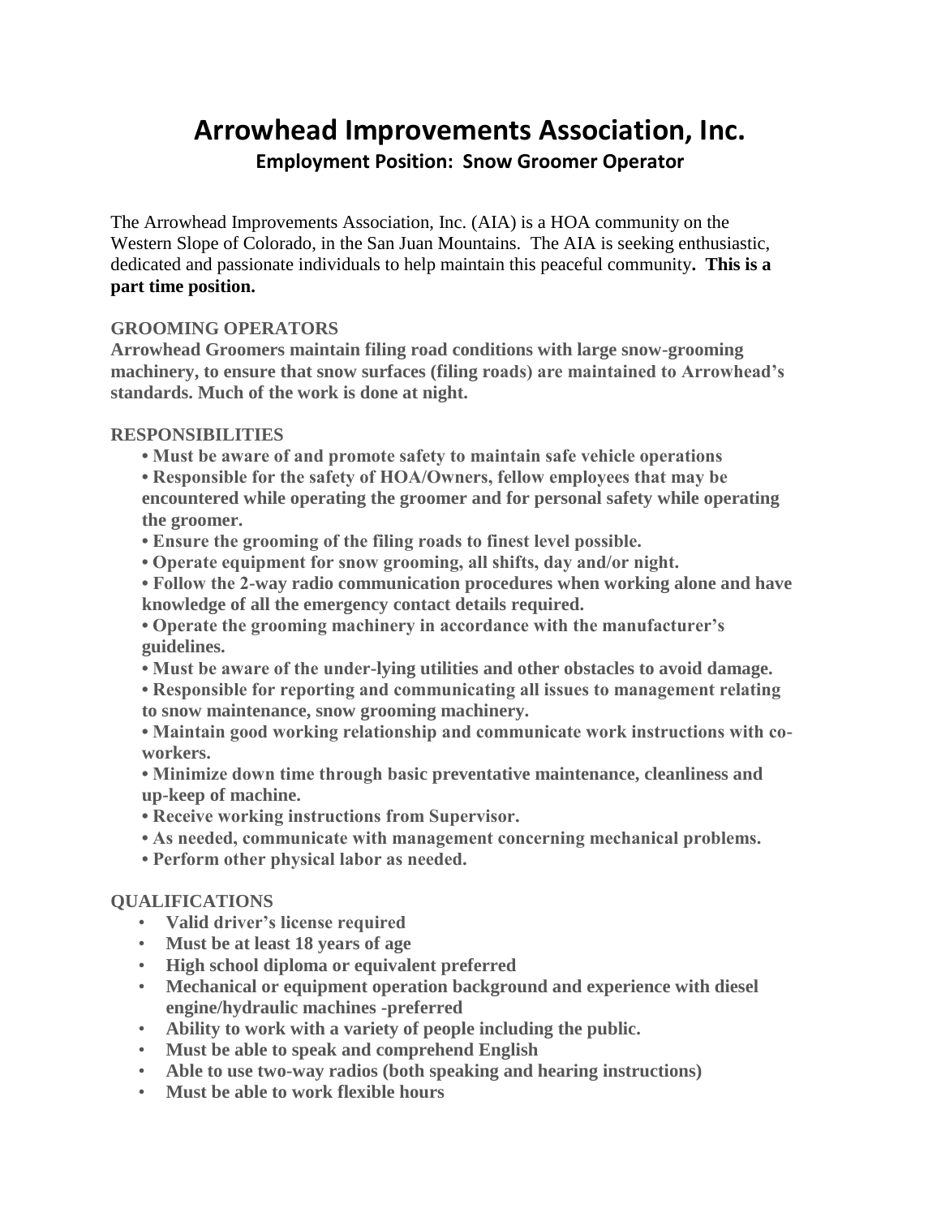# Arrowhead Improvements Association, Inc.

## Employment Position: Snow Groomer Operator

The Arrowhead Improvements Association, Inc. (AIA) is a HOA community on the Western Slope of Colorado, in the San Juan Mountains. The AIA is seeking enthusiastic, dedicated and passionate individuals to help maintain this peaceful community**. This is a part time position.**

### GROOMING OPERATORS

**Arrowhead Groomers maintain filing road conditions with large snow-grooming machinery, to ensure that snow surfaces (filing roads) are maintained to Arrowhead's standards. Much of the work is done at night.**

### RESPONSIBILITIES

- **Must be aware of and promote safety to maintain safe vehicle operations**
- **Responsible for the safety of HOA/Owners, fellow employees that may be encountered while operating the groomer and for personal safety while operating the groomer.**
- **Ensure the grooming of the filing roads to finest level possible.**
- **Operate equipment for snow grooming, all shifts, day and/or night.**
- **Follow the 2-way radio communication procedures when working alone and have knowledge of all the emergency contact details required.**
- **Operate the grooming machinery in accordance with the manufacturer's guidelines.**
- **Must be aware of the under-lying utilities and other obstacles to avoid damage.**
- **Responsible for reporting and communicating all issues to management relating to snow maintenance, snow grooming machinery.**
- **Maintain good working relationship and communicate work instructions with co-workers.**
- **Minimize down time through basic preventative maintenance, cleanliness and up-keep of machine.**
- **Receive working instructions from Supervisor.**
- **As needed, communicate with management concerning mechanical problems.**
- **Perform other physical labor as needed.**

### QUALIFICATIONS

- **Valid driver's license required**
- **Must be at least 18 years of age**
- **High school diploma or equivalent preferred**
- **Mechanical or equipment operation background and experience with diesel engine/hydraulic machines -preferred**
- **Ability to work with a variety of people including the public.**
- **Must be able to speak and comprehend English**
- **Able to use two-way radios (both speaking and hearing instructions)**
- **Must be able to work flexible hours**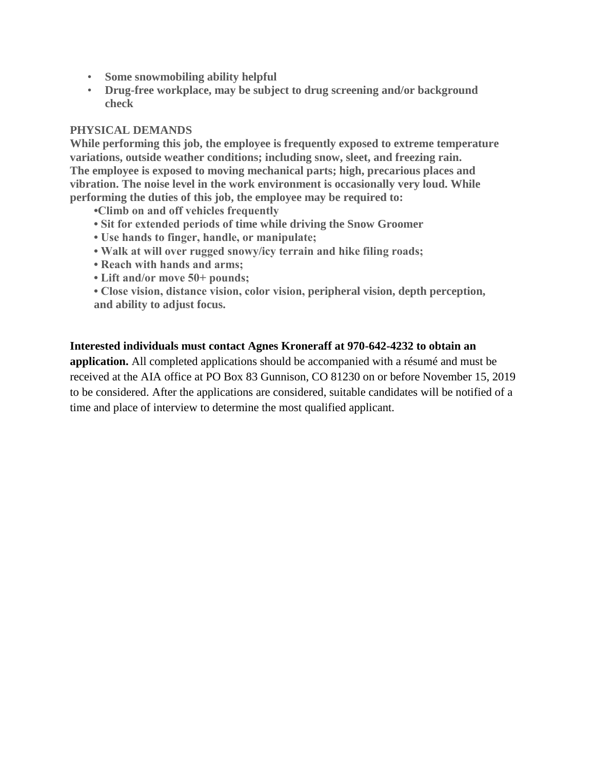- **Some snowmobiling ability helpful**
- **Drug-free workplace, may be subject to drug screening and/or background check**

**PHYSICAL DEMANDS**

**While performing this job, the employee is frequently exposed to extreme temperature variations, outside weather conditions; including snow, sleet, and freezing rain. The employee is exposed to moving mechanical parts; high, precarious places and vibration. The noise level in the work environment is occasionally very loud. While performing the duties of this job, the employee may be required to:**

- **Climb on and off vehicles frequently**
- **Sit for extended periods of time while driving the Snow Groomer**
- **Use hands to finger, handle, or manipulate;**
- **Walk at will over rugged snowy/icy terrain and hike filing roads;**
- **Reach with hands and arms;**
- **Lift and/or move 50+ pounds;**
- **Close vision, distance vision, color vision, peripheral vision, depth perception, and ability to adjust focus.**

**Interested individuals must contact Agnes Kroneraff at 970-642-4232 to obtain an application.** All completed applications should be accompanied with a résumé and must be received at the AIA office at PO Box 83 Gunnison, CO 81230 on or before November 15, 2019 to be considered. After the applications are considered, suitable candidates will be notified of a time and place of interview to determine the most qualified applicant.